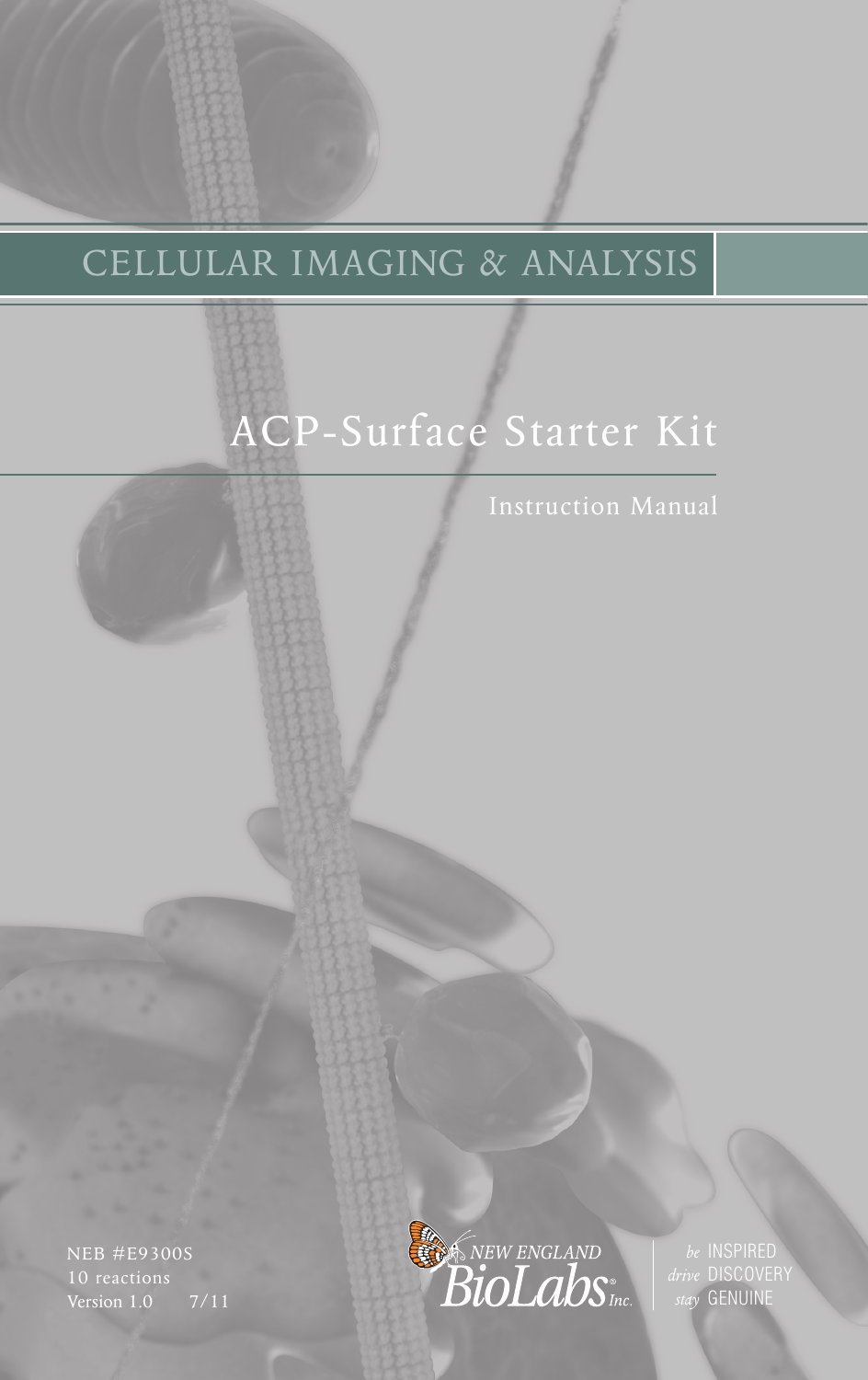CELLULAR IMAGING & ANALYSIS

# ACP-Surface Starter Kit

Instruction Manual

NEB #E9300S
10 reactions
Version 1.0 7/11

NEW ENGLAND BioLabs Inc.

*be* INSPIRED
*drive* DISCOVERY
*stay* GENUINE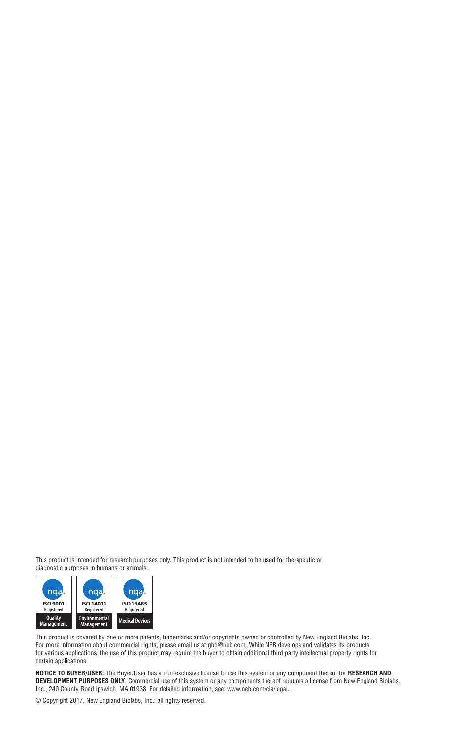This product is intended for research purposes only. This product is not intended to be used for therapeutic or diagnostic purposes in humans or animals.

ISO 9001 Registered Quality Management | ISO 14001 Registered Environmental Management | ISO 13485 Registered Medical Devices

This product is covered by one or more patents, trademarks and/or copyrights owned or controlled by New England Biolabs, Inc. For more information about commercial rights, please email us at gbd@neb.com. While NEB develops and validates its products for various applications, the use of this product may require the buyer to obtain additional third party intellectual property rights for certain applications.

**NOTICE TO BUYER/USER:** The Buyer/User has a non-exclusive license to use this system or any component thereof for **RESEARCH AND DEVELOPMENT PURPOSES ONLY**. Commercial use of this system or any components thereof requires a license from New England Biolabs, Inc., 240 County Road Ipswich, MA 01938. For detailed information, see: www.neb.com/cia/legal.

© Copyright 2017, New England Biolabs, Inc.; all rights reserved.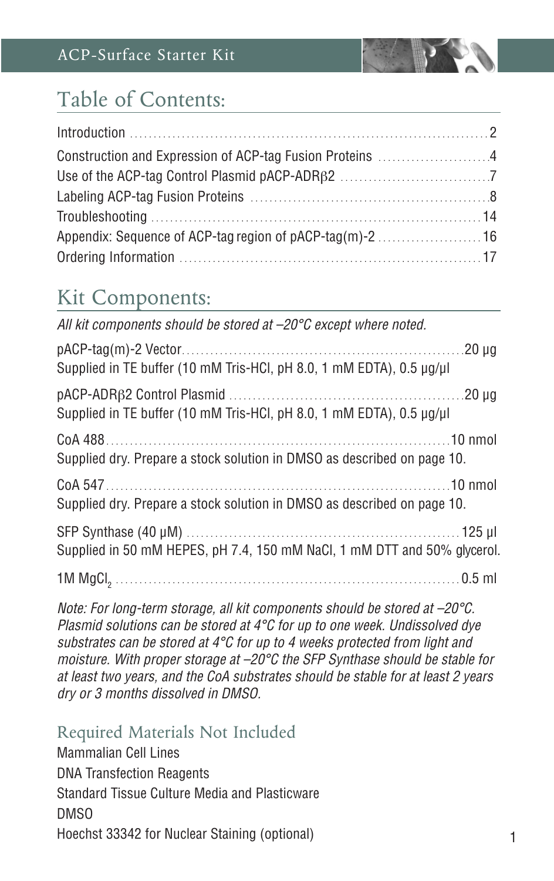# Table of Contents:

| | |
|---|---|
| Introduction | 2 |
| Construction and Expression of ACP-tag Fusion Proteins | 4 |
| Use of the ACP-tag Control Plasmid pACP-ADRβ2 | 7 |
| Labeling ACP-tag Fusion Proteins | 8 |
| Troubleshooting | 14 |
| Appendix: Sequence of ACP-tag region of pACP-tag(m)-2 | 16 |
| Ordering Information | 17 |

# Kit Components:

*All kit components should be stored at –20°C except where noted.*

pACP-tag(m)-2 Vector ........ 20 µg
Supplied in TE buffer (10 mM Tris-HCl, pH 8.0, 1 mM EDTA), 0.5 µg/µl

pACP-ADRβ2 Control Plasmid ........ 20 µg
Supplied in TE buffer (10 mM Tris-HCl, pH 8.0, 1 mM EDTA), 0.5 µg/µl

CoA 488 ........ 10 nmol
Supplied dry. Prepare a stock solution in DMSO as described on page 10.

CoA 547 ........ 10 nmol
Supplied dry. Prepare a stock solution in DMSO as described on page 10.

SFP Synthase (40 µM) ........ 125 µl
Supplied in 50 mM HEPES, pH 7.4, 150 mM NaCl, 1 mM DTT and 50% glycerol.

1M $MgCl_2$ ........ 0.5 ml

*Note: For long-term storage, all kit components should be stored at –20°C. Plasmid solutions can be stored at 4°C for up to one week. Undissolved dye substrates can be stored at 4°C for up to 4 weeks protected from light and moisture. With proper storage at –20°C the SFP Synthase should be stable for at least two years, and the CoA substrates should be stable for at least 2 years dry or 3 months dissolved in DMSO.*

## Required Materials Not Included

Mammalian Cell Lines
DNA Transfection Reagents
Standard Tissue Culture Media and Plasticware
DMSO
Hoechst 33342 for Nuclear Staining (optional)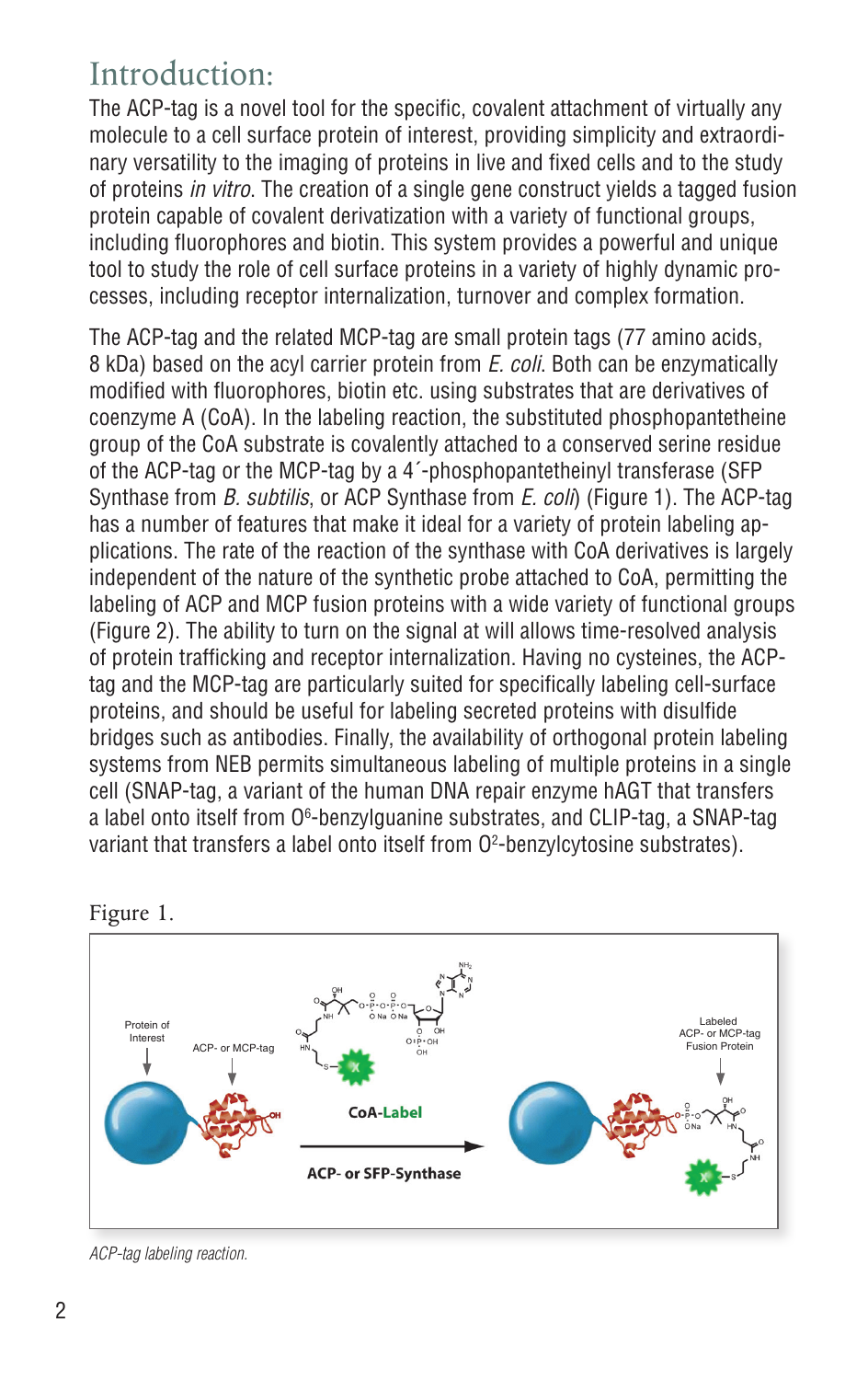# Introduction:

The ACP-tag is a novel tool for the specific, covalent attachment of virtually any molecule to a cell surface protein of interest, providing simplicity and extraordinary versatility to the imaging of proteins in live and fixed cells and to the study of proteins *in vitro*. The creation of a single gene construct yields a tagged fusion protein capable of covalent derivatization with a variety of functional groups, including fluorophores and biotin. This system provides a powerful and unique tool to study the role of cell surface proteins in a variety of highly dynamic processes, including receptor internalization, turnover and complex formation.

The ACP-tag and the related MCP-tag are small protein tags (77 amino acids, 8 kDa) based on the acyl carrier protein from *E. coli*. Both can be enzymatically modified with fluorophores, biotin etc. using substrates that are derivatives of coenzyme A (CoA). In the labeling reaction, the substituted phosphopantetheine group of the CoA substrate is covalently attached to a conserved serine residue of the ACP-tag or the MCP-tag by a 4´-phosphopantetheinyl transferase (SFP Synthase from *B. subtilis*, or ACP Synthase from *E. coli*) (Figure 1). The ACP-tag has a number of features that make it ideal for a variety of protein labeling applications. The rate of the reaction of the synthase with CoA derivatives is largely independent of the nature of the synthetic probe attached to CoA, permitting the labeling of ACP and MCP fusion proteins with a wide variety of functional groups (Figure 2). The ability to turn on the signal at will allows time-resolved analysis of protein trafficking and receptor internalization. Having no cysteines, the ACP-tag and the MCP-tag are particularly suited for specifically labeling cell-surface proteins, and should be useful for labeling secreted proteins with disulfide bridges such as antibodies. Finally, the availability of orthogonal protein labeling systems from NEB permits simultaneous labeling of multiple proteins in a single cell (SNAP-tag, a variant of the human DNA repair enzyme hAGT that transfers a label onto itself from $O^6$-benzylguanine substrates, and CLIP-tag, a SNAP-tag variant that transfers a label onto itself from $O^2$-benzylcytosine substrates).

Figure 1.

Protein of Interest — ACP- or MCP-tag — CoA-Label — ACP- or SFP-Synthase — Labeled ACP- or MCP-tag Fusion Protein

*ACP-tag labeling reaction.*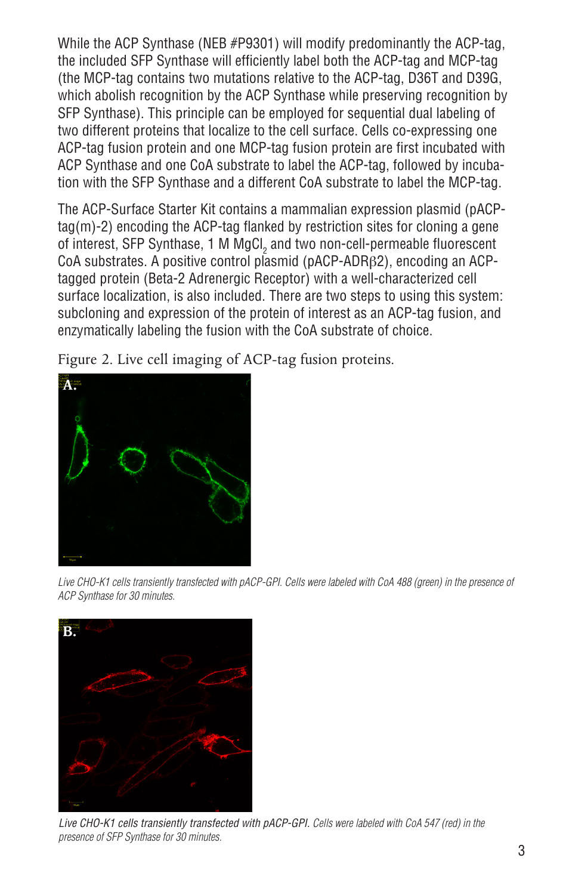While the ACP Synthase (NEB #P9301) will modify predominantly the ACP-tag, the included SFP Synthase will efficiently label both the ACP-tag and MCP-tag (the MCP-tag contains two mutations relative to the ACP-tag, D36T and D39G, which abolish recognition by the ACP Synthase while preserving recognition by SFP Synthase). This principle can be employed for sequential dual labeling of two different proteins that localize to the cell surface. Cells co-expressing one ACP-tag fusion protein and one MCP-tag fusion protein are first incubated with ACP Synthase and one CoA substrate to label the ACP-tag, followed by incubation with the SFP Synthase and a different CoA substrate to label the MCP-tag.

The ACP-Surface Starter Kit contains a mammalian expression plasmid (pACP-tag(m)-2) encoding the ACP-tag flanked by restriction sites for cloning a gene of interest, SFP Synthase, 1 M $MgCl_2$ and two non-cell-permeable fluorescent CoA substrates. A positive control plasmid (pACP-ADRβ2), encoding an ACP-tagged protein (Beta-2 Adrenergic Receptor) with a well-characterized cell surface localization, is also included. There are two steps to using this system: subcloning and expression of the protein of interest as an ACP-tag fusion, and enzymatically labeling the fusion with the CoA substrate of choice.

Figure 2. Live cell imaging of ACP-tag fusion proteins.

A.

*Live CHO-K1 cells transiently transfected with pACP-GPI. Cells were labeled with CoA 488 (green) in the presence of ACP Synthase for 30 minutes.*

B.

*Live CHO-K1 cells transiently transfected with pACP-GPI. Cells were labeled with CoA 547 (red) in the presence of SFP Synthase for 30 minutes.*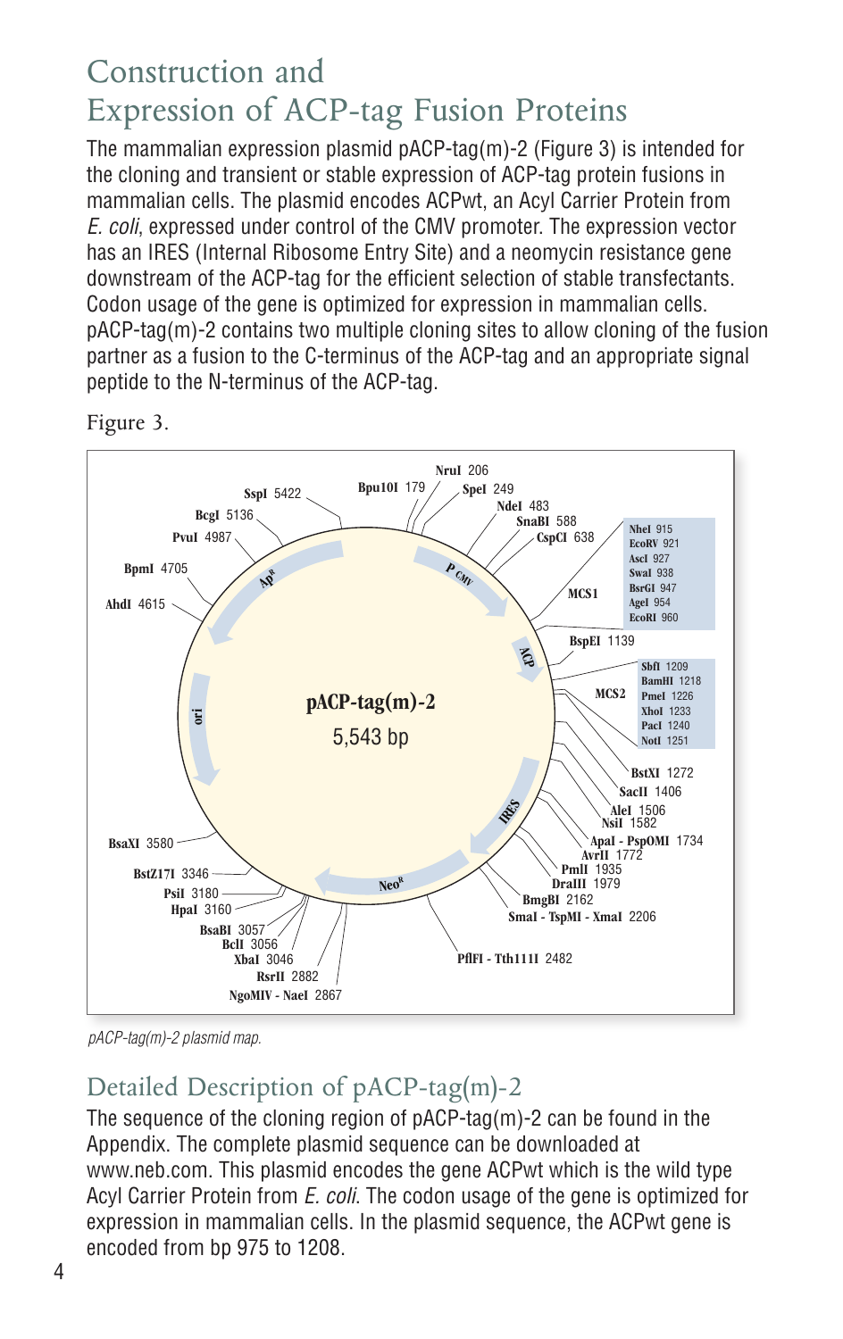# Construction and Expression of ACP-tag Fusion Proteins

The mammalian expression plasmid pACP-tag(m)-2 (Figure 3) is intended for the cloning and transient or stable expression of ACP-tag protein fusions in mammalian cells. The plasmid encodes ACPwt, an Acyl Carrier Protein from *E. coli*, expressed under control of the CMV promoter. The expression vector has an IRES (Internal Ribosome Entry Site) and a neomycin resistance gene downstream of the ACP-tag for the efficient selection of stable transfectants. Codon usage of the gene is optimized for expression in mammalian cells. pACP-tag(m)-2 contains two multiple cloning sites to allow cloning of the fusion partner as a fusion to the C-terminus of the ACP-tag and an appropriate signal peptide to the N-terminus of the ACP-tag.

Figure 3.

*pACP-tag(m)-2 plasmid map.*

## Detailed Description of pACP-tag(m)-2

The sequence of the cloning region of pACP-tag(m)-2 can be found in the Appendix. The complete plasmid sequence can be downloaded at www.neb.com. This plasmid encodes the gene ACPwt which is the wild type Acyl Carrier Protein from *E. coli*. The codon usage of the gene is optimized for expression in mammalian cells. In the plasmid sequence, the ACPwt gene is encoded from bp 975 to 1208.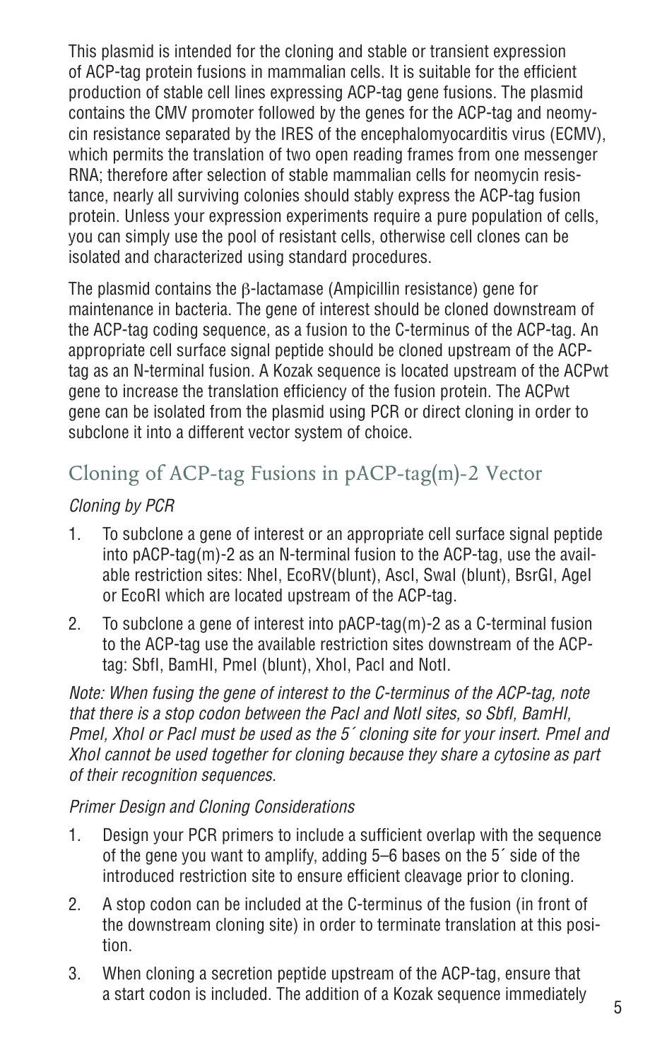This plasmid is intended for the cloning and stable or transient expression of ACP-tag protein fusions in mammalian cells. It is suitable for the efficient production of stable cell lines expressing ACP-tag gene fusions. The plasmid contains the CMV promoter followed by the genes for the ACP-tag and neomycin resistance separated by the IRES of the encephalomyocarditis virus (ECMV), which permits the translation of two open reading frames from one messenger RNA; therefore after selection of stable mammalian cells for neomycin resistance, nearly all surviving colonies should stably express the ACP-tag fusion protein. Unless your expression experiments require a pure population of cells, you can simply use the pool of resistant cells, otherwise cell clones can be isolated and characterized using standard procedures.

The plasmid contains the β-lactamase (Ampicillin resistance) gene for maintenance in bacteria. The gene of interest should be cloned downstream of the ACP-tag coding sequence, as a fusion to the C-terminus of the ACP-tag. An appropriate cell surface signal peptide should be cloned upstream of the ACP-tag as an N-terminal fusion. A Kozak sequence is located upstream of the ACPwt gene to increase the translation efficiency of the fusion protein. The ACPwt gene can be isolated from the plasmid using PCR or direct cloning in order to subclone it into a different vector system of choice.

## Cloning of ACP-tag Fusions in pACP-tag(m)-2 Vector

*Cloning by PCR*

1. To subclone a gene of interest or an appropriate cell surface signal peptide into pACP-tag(m)-2 as an N-terminal fusion to the ACP-tag, use the available restriction sites: NheI, EcoRV(blunt), AscI, SwaI (blunt), BsrGI, AgeI or EcoRI which are located upstream of the ACP-tag.
2. To subclone a gene of interest into pACP-tag(m)-2 as a C-terminal fusion to the ACP-tag use the available restriction sites downstream of the ACP-tag: SbfI, BamHI, PmeI (blunt), XhoI, PacI and NotI.

*Note: When fusing the gene of interest to the C-terminus of the ACP-tag, note that there is a stop codon between the PacI and NotI sites, so SbfI, BamHI, PmeI, XhoI or PacI must be used as the 5´ cloning site for your insert. PmeI and XhoI cannot be used together for cloning because they share a cytosine as part of their recognition sequences.*

*Primer Design and Cloning Considerations*

1. Design your PCR primers to include a sufficient overlap with the sequence of the gene you want to amplify, adding 5–6 bases on the 5´ side of the introduced restriction site to ensure efficient cleavage prior to cloning.
2. A stop codon can be included at the C-terminus of the fusion (in front of the downstream cloning site) in order to terminate translation at this position.
3. When cloning a secretion peptide upstream of the ACP-tag, ensure that a start codon is included. The addition of a Kozak sequence immediately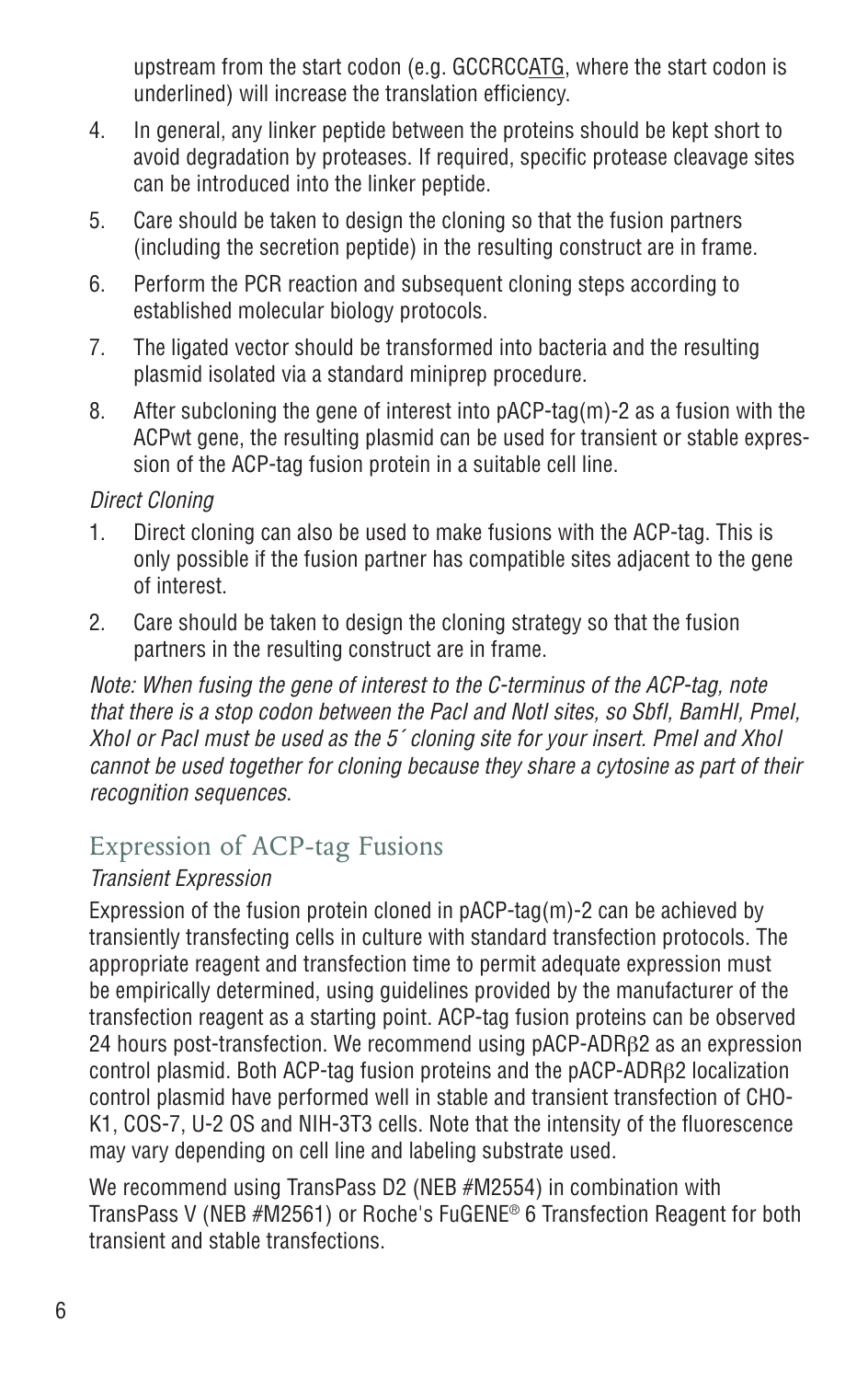upstream from the start codon (e.g. GCCRCC<u>ATG</u>, where the start codon is underlined) will increase the translation efficiency.

4. In general, any linker peptide between the proteins should be kept short to avoid degradation by proteases. If required, specific protease cleavage sites can be introduced into the linker peptide.
5. Care should be taken to design the cloning so that the fusion partners (including the secretion peptide) in the resulting construct are in frame.
6. Perform the PCR reaction and subsequent cloning steps according to established molecular biology protocols.
7. The ligated vector should be transformed into bacteria and the resulting plasmid isolated via a standard miniprep procedure.
8. After subcloning the gene of interest into pACP-tag(m)-2 as a fusion with the ACPwt gene, the resulting plasmid can be used for transient or stable expression of the ACP-tag fusion protein in a suitable cell line.

*Direct Cloning*

1. Direct cloning can also be used to make fusions with the ACP-tag. This is only possible if the fusion partner has compatible sites adjacent to the gene of interest.
2. Care should be taken to design the cloning strategy so that the fusion partners in the resulting construct are in frame.

*Note: When fusing the gene of interest to the C-terminus of the ACP-tag, note that there is a stop codon between the PacI and NotI sites, so SbfI, BamHI, PmeI, XhoI or PacI must be used as the 5´ cloning site for your insert. PmeI and XhoI cannot be used together for cloning because they share a cytosine as part of their recognition sequences.*

## Expression of ACP-tag Fusions

*Transient Expression*

Expression of the fusion protein cloned in pACP-tag(m)-2 can be achieved by transiently transfecting cells in culture with standard transfection protocols. The appropriate reagent and transfection time to permit adequate expression must be empirically determined, using guidelines provided by the manufacturer of the transfection reagent as a starting point. ACP-tag fusion proteins can be observed 24 hours post-transfection. We recommend using pACP-ADRβ2 as an expression control plasmid. Both ACP-tag fusion proteins and the pACP-ADRβ2 localization control plasmid have performed well in stable and transient transfection of CHO-K1, COS-7, U-2 OS and NIH-3T3 cells. Note that the intensity of the fluorescence may vary depending on cell line and labeling substrate used.

We recommend using TransPass D2 (NEB #M2554) in combination with TransPass V (NEB #M2561) or Roche's FuGENE® 6 Transfection Reagent for both transient and stable transfections.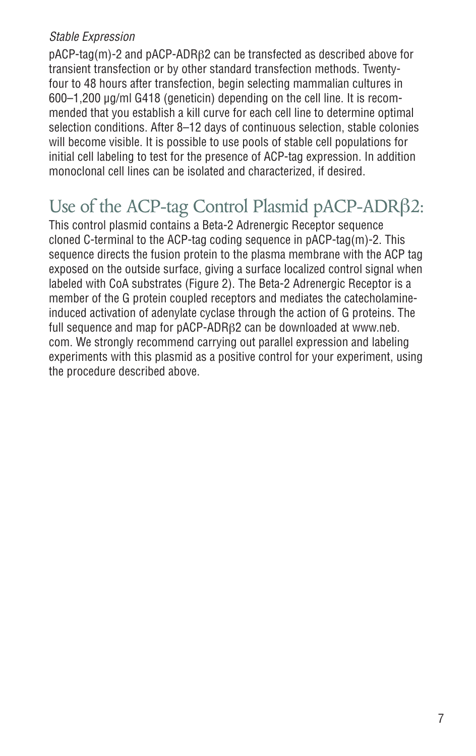*Stable Expression*

pACP-tag(m)-2 and pACP-ADRβ2 can be transfected as described above for transient transfection or by other standard transfection methods. Twenty-four to 48 hours after transfection, begin selecting mammalian cultures in 600–1,200 µg/ml G418 (geneticin) depending on the cell line. It is recommended that you establish a kill curve for each cell line to determine optimal selection conditions. After 8–12 days of continuous selection, stable colonies will become visible. It is possible to use pools of stable cell populations for initial cell labeling to test for the presence of ACP-tag expression. In addition monoclonal cell lines can be isolated and characterized, if desired.

## Use of the ACP-tag Control Plasmid pACP-ADRβ2:

This control plasmid contains a Beta-2 Adrenergic Receptor sequence cloned C-terminal to the ACP-tag coding sequence in pACP-tag(m)-2. This sequence directs the fusion protein to the plasma membrane with the ACP tag exposed on the outside surface, giving a surface localized control signal when labeled with CoA substrates (Figure 2). The Beta-2 Adrenergic Receptor is a member of the G protein coupled receptors and mediates the catecholamine-induced activation of adenylate cyclase through the action of G proteins. The full sequence and map for pACP-ADRβ2 can be downloaded at www.neb.com. We strongly recommend carrying out parallel expression and labeling experiments with this plasmid as a positive control for your experiment, using the procedure described above.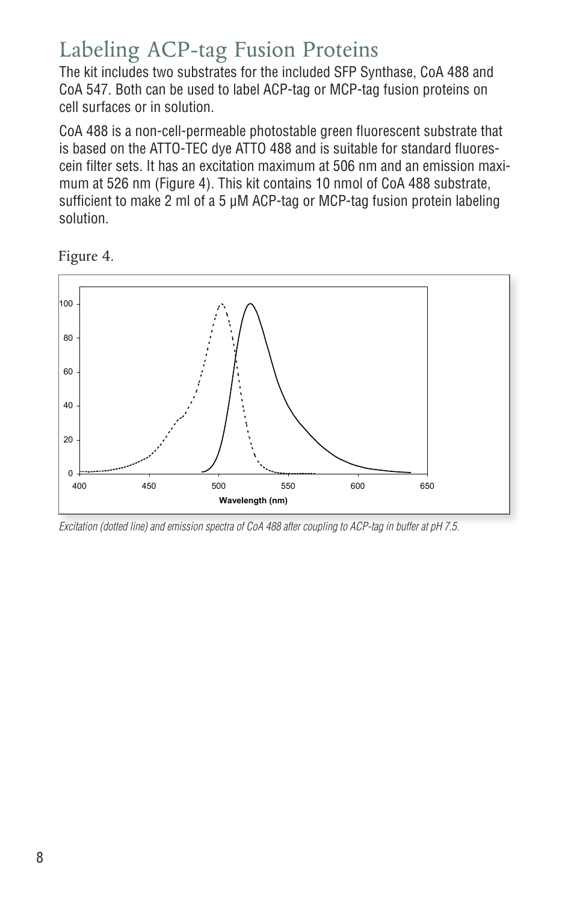# Labeling ACP-tag Fusion Proteins

The kit includes two substrates for the included SFP Synthase, CoA 488 and CoA 547. Both can be used to label ACP-tag or MCP-tag fusion proteins on cell surfaces or in solution.

CoA 488 is a non-cell-permeable photostable green fluorescent substrate that is based on the ATTO-TEC dye ATTO 488 and is suitable for standard fluorescein filter sets. It has an excitation maximum at 506 nm and an emission maximum at 526 nm (Figure 4). This kit contains 10 nmol of CoA 488 substrate, sufficient to make 2 ml of a 5 µM ACP-tag or MCP-tag fusion protein labeling solution.

Figure 4.

*Excitation (dotted line) and emission spectra of CoA 488 after coupling to ACP-tag in buffer at pH 7.5.*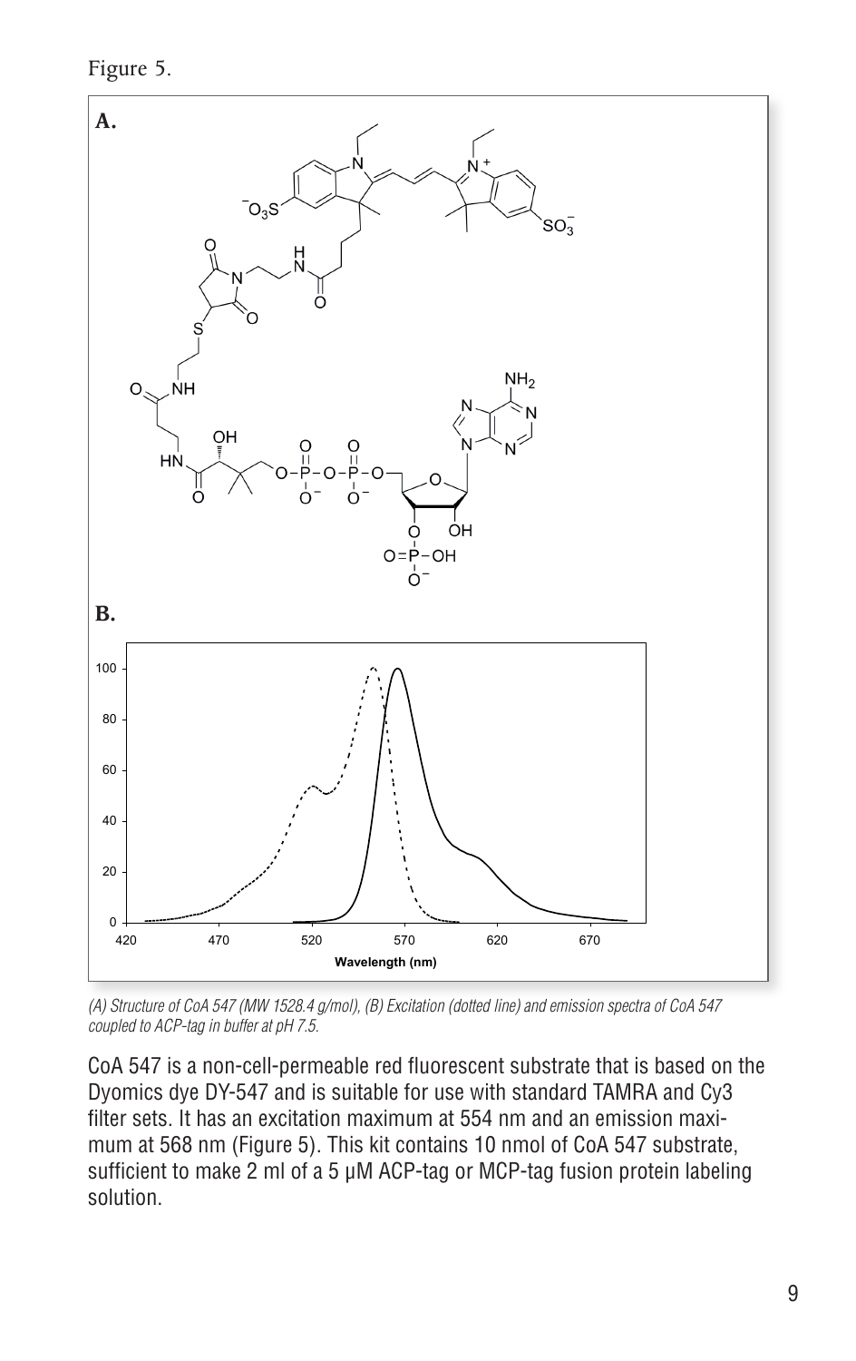Figure 5.

**A.**

**B.**

*(A) Structure of CoA 547 (MW 1528.4 g/mol), (B) Excitation (dotted line) and emission spectra of CoA 547 coupled to ACP-tag in buffer at pH 7.5.*

CoA 547 is a non-cell-permeable red fluorescent substrate that is based on the Dyomics dye DY-547 and is suitable for use with standard TAMRA and Cy3 filter sets. It has an excitation maximum at 554 nm and an emission maximum at 568 nm (Figure 5). This kit contains 10 nmol of CoA 547 substrate, sufficient to make 2 ml of a 5 µM ACP-tag or MCP-tag fusion protein labeling solution.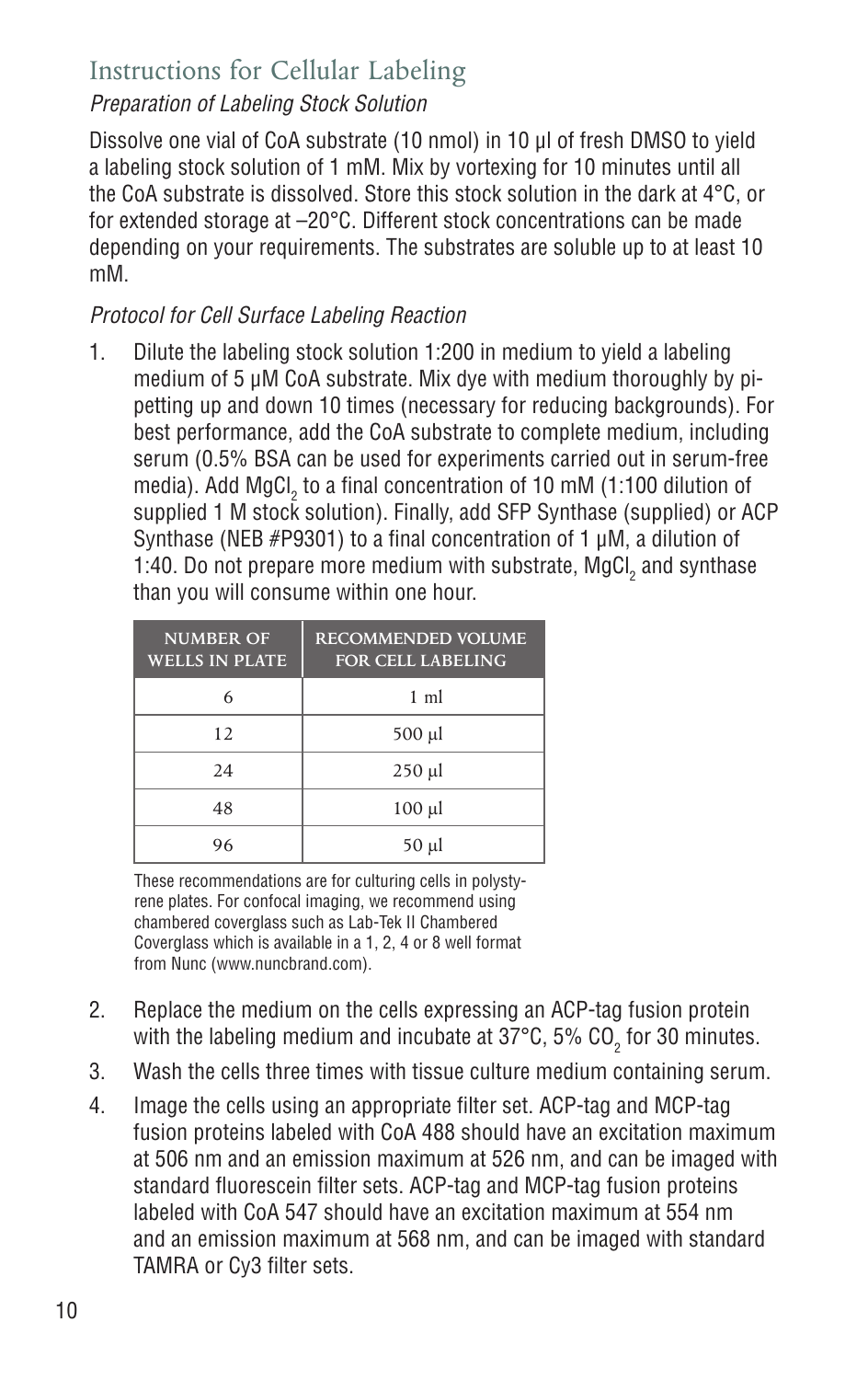## Instructions for Cellular Labeling

*Preparation of Labeling Stock Solution*

Dissolve one vial of CoA substrate (10 nmol) in 10 µl of fresh DMSO to yield a labeling stock solution of 1 mM. Mix by vortexing for 10 minutes until all the CoA substrate is dissolved. Store this stock solution in the dark at 4°C, or for extended storage at –20°C. Different stock concentrations can be made depending on your requirements. The substrates are soluble up to at least 10 mM.

*Protocol for Cell Surface Labeling Reaction*

1. Dilute the labeling stock solution 1:200 in medium to yield a labeling medium of 5 µM CoA substrate. Mix dye with medium thoroughly by pipetting up and down 10 times (necessary for reducing backgrounds). For best performance, add the CoA substrate to complete medium, including serum (0.5% BSA can be used for experiments carried out in serum-free media). Add $MgCl_2$ to a final concentration of 10 mM (1:100 dilution of supplied 1 M stock solution). Finally, add SFP Synthase (supplied) or ACP Synthase (NEB #P9301) to a final concentration of 1 µM, a dilution of 1:40. Do not prepare more medium with substrate, $MgCl_2$ and synthase than you will consume within one hour.

| NUMBER OF WELLS IN PLATE | RECOMMENDED VOLUME FOR CELL LABELING |
|---|---|
| 6 | 1 ml |
| 12 | 500 µl |
| 24 | 250 µl |
| 48 | 100 µl |
| 96 | 50 µl |

These recommendations are for culturing cells in polystyrene plates. For confocal imaging, we recommend using chambered coverglass such as Lab-Tek II Chambered Coverglass which is available in a 1, 2, 4 or 8 well format from Nunc (www.nuncbrand.com).

2. Replace the medium on the cells expressing an ACP-tag fusion protein with the labeling medium and incubate at 37°C, 5% $CO_2$ for 30 minutes.
3. Wash the cells three times with tissue culture medium containing serum.
4. Image the cells using an appropriate filter set. ACP-tag and MCP-tag fusion proteins labeled with CoA 488 should have an excitation maximum at 506 nm and an emission maximum at 526 nm, and can be imaged with standard fluorescein filter sets. ACP-tag and MCP-tag fusion proteins labeled with CoA 547 should have an excitation maximum at 554 nm and an emission maximum at 568 nm, and can be imaged with standard TAMRA or Cy3 filter sets.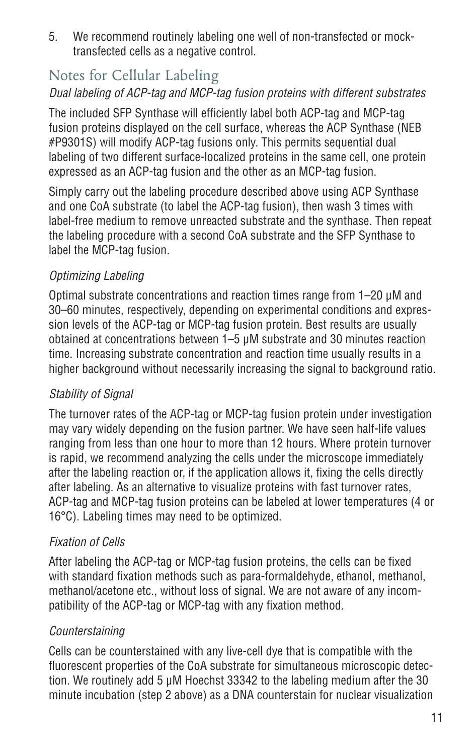5. We recommend routinely labeling one well of non-transfected or mock-transfected cells as a negative control.

## Notes for Cellular Labeling

*Dual labeling of ACP-tag and MCP-tag fusion proteins with different substrates*

The included SFP Synthase will efficiently label both ACP-tag and MCP-tag fusion proteins displayed on the cell surface, whereas the ACP Synthase (NEB #P9301S) will modify ACP-tag fusions only. This permits sequential dual labeling of two different surface-localized proteins in the same cell, one protein expressed as an ACP-tag fusion and the other as an MCP-tag fusion.

Simply carry out the labeling procedure described above using ACP Synthase and one CoA substrate (to label the ACP-tag fusion), then wash 3 times with label-free medium to remove unreacted substrate and the synthase. Then repeat the labeling procedure with a second CoA substrate and the SFP Synthase to label the MCP-tag fusion.

*Optimizing Labeling*

Optimal substrate concentrations and reaction times range from 1–20 µM and 30–60 minutes, respectively, depending on experimental conditions and expression levels of the ACP-tag or MCP-tag fusion protein. Best results are usually obtained at concentrations between 1–5 µM substrate and 30 minutes reaction time. Increasing substrate concentration and reaction time usually results in a higher background without necessarily increasing the signal to background ratio.

*Stability of Signal*

The turnover rates of the ACP-tag or MCP-tag fusion protein under investigation may vary widely depending on the fusion partner. We have seen half-life values ranging from less than one hour to more than 12 hours. Where protein turnover is rapid, we recommend analyzing the cells under the microscope immediately after the labeling reaction or, if the application allows it, fixing the cells directly after labeling. As an alternative to visualize proteins with fast turnover rates, ACP-tag and MCP-tag fusion proteins can be labeled at lower temperatures (4 or 16°C). Labeling times may need to be optimized.

*Fixation of Cells*

After labeling the ACP-tag or MCP-tag fusion proteins, the cells can be fixed with standard fixation methods such as para-formaldehyde, ethanol, methanol, methanol/acetone etc., without loss of signal. We are not aware of any incompatibility of the ACP-tag or MCP-tag with any fixation method.

*Counterstaining*

Cells can be counterstained with any live-cell dye that is compatible with the fluorescent properties of the CoA substrate for simultaneous microscopic detection. We routinely add 5 µM Hoechst 33342 to the labeling medium after the 30 minute incubation (step 2 above) as a DNA counterstain for nuclear visualization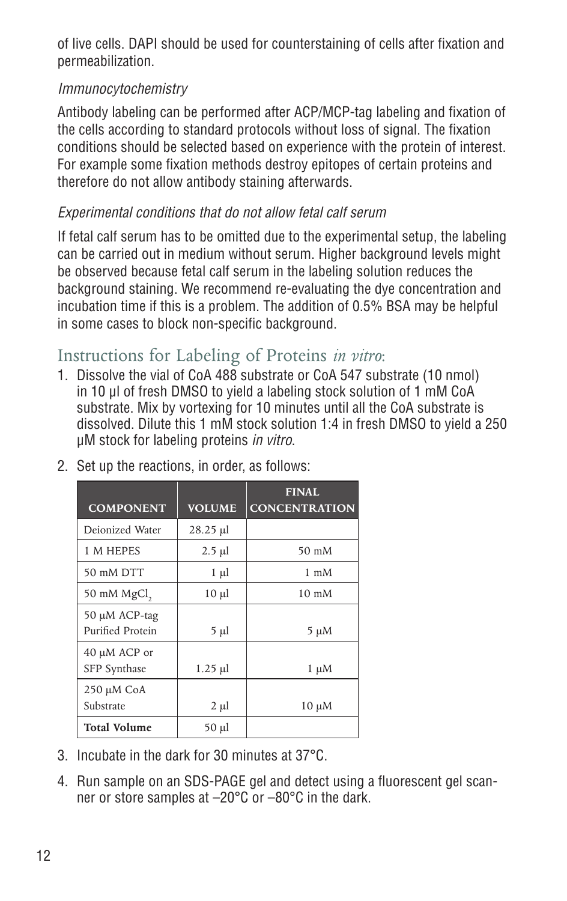of live cells. DAPI should be used for counterstaining of cells after fixation and permeabilization.

*Immunocytochemistry*

Antibody labeling can be performed after ACP/MCP-tag labeling and fixation of the cells according to standard protocols without loss of signal. The fixation conditions should be selected based on experience with the protein of interest. For example some fixation methods destroy epitopes of certain proteins and therefore do not allow antibody staining afterwards.

*Experimental conditions that do not allow fetal calf serum*

If fetal calf serum has to be omitted due to the experimental setup, the labeling can be carried out in medium without serum. Higher background levels might be observed because fetal calf serum in the labeling solution reduces the background staining. We recommend re-evaluating the dye concentration and incubation time if this is a problem. The addition of 0.5% BSA may be helpful in some cases to block non-specific background.

## Instructions for Labeling of Proteins *in vitro*:

1. Dissolve the vial of CoA 488 substrate or CoA 547 substrate (10 nmol) in 10 µl of fresh DMSO to yield a labeling stock solution of 1 mM CoA substrate. Mix by vortexing for 10 minutes until all the CoA substrate is dissolved. Dilute this 1 mM stock solution 1:4 in fresh DMSO to yield a 250 µM stock for labeling proteins *in vitro*.

2. Set up the reactions, in order, as follows:

| COMPONENT | VOLUME | FINAL CONCENTRATION |
|---|---|---|
| Deionized Water | 28.25 µl | |
| 1 M HEPES | 2.5 µl | 50 mM |
| 50 mM DTT | 1 µl | 1 mM |
| 50 mM $MgCl_2$ | 10 µl | 10 mM |
| 50 µM ACP-tag Purified Protein | 5 µl | 5 µM |
| 40 µM ACP or SFP Synthase | 1.25 µl | 1 µM |
| 250 µM CoA Substrate | 2 µl | 10 µM |
| **Total Volume** | 50 µl | |

3. Incubate in the dark for 30 minutes at 37°C.

4. Run sample on an SDS-PAGE gel and detect using a fluorescent gel scanner or store samples at –20°C or –80°C in the dark.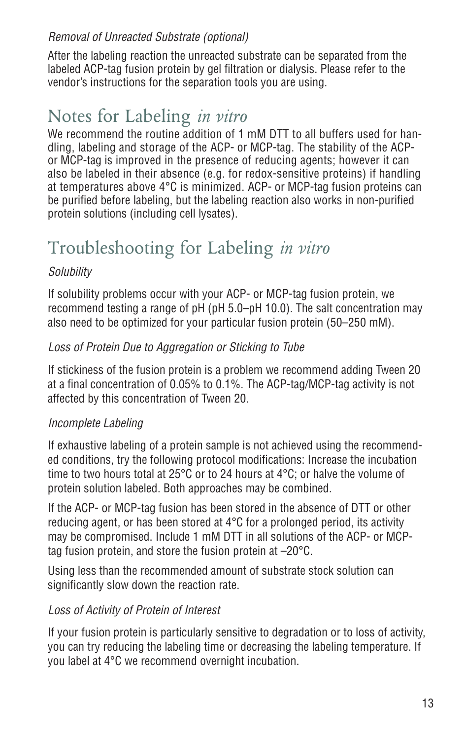*Removal of Unreacted Substrate (optional)*

After the labeling reaction the unreacted substrate can be separated from the labeled ACP-tag fusion protein by gel filtration or dialysis. Please refer to the vendor's instructions for the separation tools you are using.

## Notes for Labeling *in vitro*

We recommend the routine addition of 1 mM DTT to all buffers used for handling, labeling and storage of the ACP- or MCP-tag. The stability of the ACP- or MCP-tag is improved in the presence of reducing agents; however it can also be labeled in their absence (e.g. for redox-sensitive proteins) if handling at temperatures above 4°C is minimized. ACP- or MCP-tag fusion proteins can be purified before labeling, but the labeling reaction also works in non-purified protein solutions (including cell lysates).

## Troubleshooting for Labeling *in vitro*

*Solubility*

If solubility problems occur with your ACP- or MCP-tag fusion protein, we recommend testing a range of pH (pH 5.0–pH 10.0). The salt concentration may also need to be optimized for your particular fusion protein (50–250 mM).

*Loss of Protein Due to Aggregation or Sticking to Tube*

If stickiness of the fusion protein is a problem we recommend adding Tween 20 at a final concentration of 0.05% to 0.1%. The ACP-tag/MCP-tag activity is not affected by this concentration of Tween 20.

*Incomplete Labeling*

If exhaustive labeling of a protein sample is not achieved using the recommended conditions, try the following protocol modifications: Increase the incubation time to two hours total at 25°C or to 24 hours at 4°C; or halve the volume of protein solution labeled. Both approaches may be combined.

If the ACP- or MCP-tag fusion has been stored in the absence of DTT or other reducing agent, or has been stored at 4°C for a prolonged period, its activity may be compromised. Include 1 mM DTT in all solutions of the ACP- or MCP-tag fusion protein, and store the fusion protein at –20°C.

Using less than the recommended amount of substrate stock solution can significantly slow down the reaction rate.

*Loss of Activity of Protein of Interest*

If your fusion protein is particularly sensitive to degradation or to loss of activity, you can try reducing the labeling time or decreasing the labeling temperature. If you label at 4°C we recommend overnight incubation.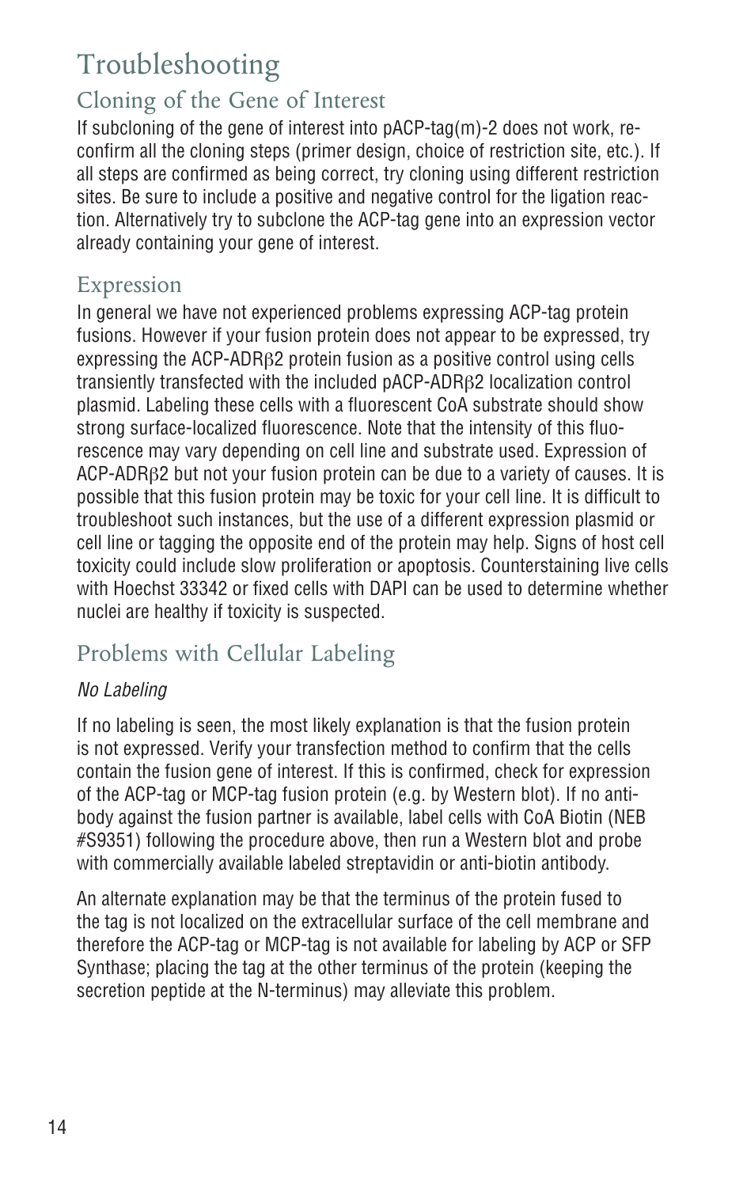# Troubleshooting

## Cloning of the Gene of Interest

If subcloning of the gene of interest into pACP-tag(m)-2 does not work, reconfirm all the cloning steps (primer design, choice of restriction site, etc.). If all steps are confirmed as being correct, try cloning using different restriction sites. Be sure to include a positive and negative control for the ligation reaction. Alternatively try to subclone the ACP-tag gene into an expression vector already containing your gene of interest.

## Expression

In general we have not experienced problems expressing ACP-tag protein fusions. However if your fusion protein does not appear to be expressed, try expressing the ACP-ADRβ2 protein fusion as a positive control using cells transiently transfected with the included pACP-ADRβ2 localization control plasmid. Labeling these cells with a fluorescent CoA substrate should show strong surface-localized fluorescence. Note that the intensity of this fluorescence may vary depending on cell line and substrate used. Expression of ACP-ADRβ2 but not your fusion protein can be due to a variety of causes. It is possible that this fusion protein may be toxic for your cell line. It is difficult to troubleshoot such instances, but the use of a different expression plasmid or cell line or tagging the opposite end of the protein may help. Signs of host cell toxicity could include slow proliferation or apoptosis. Counterstaining live cells with Hoechst 33342 or fixed cells with DAPI can be used to determine whether nuclei are healthy if toxicity is suspected.

## Problems with Cellular Labeling

*No Labeling*

If no labeling is seen, the most likely explanation is that the fusion protein is not expressed. Verify your transfection method to confirm that the cells contain the fusion gene of interest. If this is confirmed, check for expression of the ACP-tag or MCP-tag fusion protein (e.g. by Western blot). If no antibody against the fusion partner is available, label cells with CoA Biotin (NEB #S9351) following the procedure above, then run a Western blot and probe with commercially available labeled streptavidin or anti-biotin antibody.

An alternate explanation may be that the terminus of the protein fused to the tag is not localized on the extracellular surface of the cell membrane and therefore the ACP-tag or MCP-tag is not available for labeling by ACP or SFP Synthase; placing the tag at the other terminus of the protein (keeping the secretion peptide at the N-terminus) may alleviate this problem.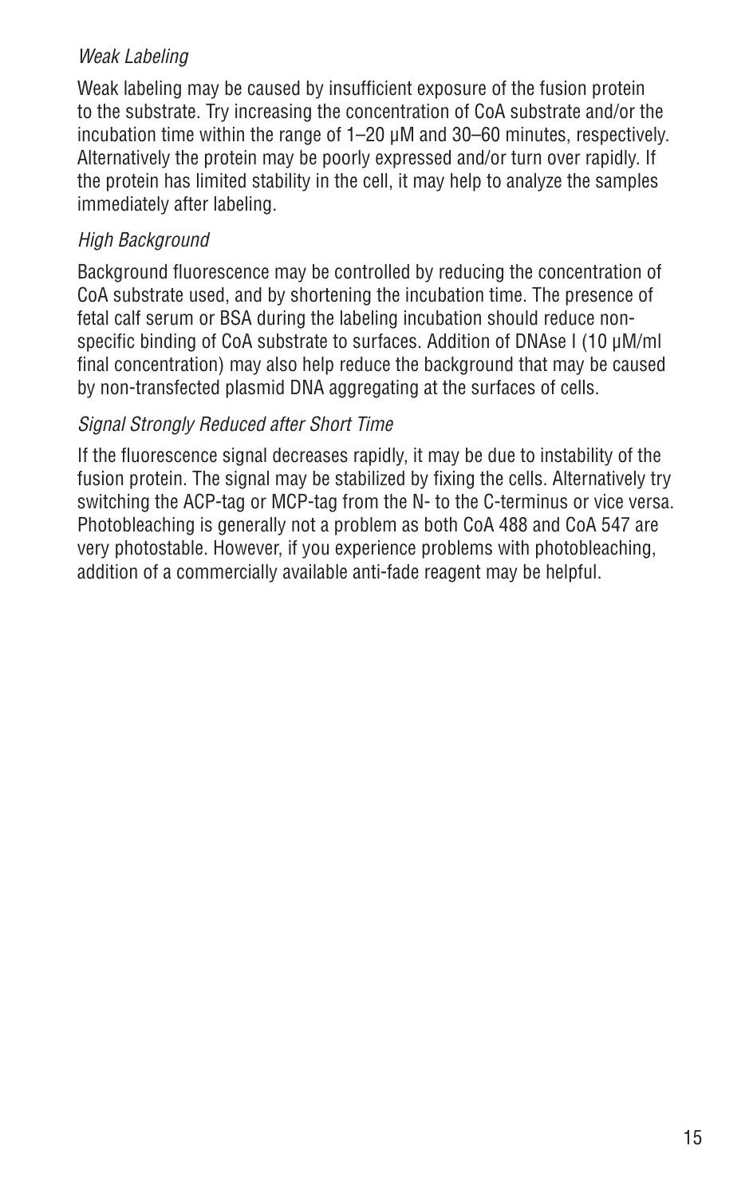*Weak Labeling*

Weak labeling may be caused by insufficient exposure of the fusion protein to the substrate. Try increasing the concentration of CoA substrate and/or the incubation time within the range of 1–20 μM and 30–60 minutes, respectively. Alternatively the protein may be poorly expressed and/or turn over rapidly. If the protein has limited stability in the cell, it may help to analyze the samples immediately after labeling.

*High Background*

Background fluorescence may be controlled by reducing the concentration of CoA substrate used, and by shortening the incubation time. The presence of fetal calf serum or BSA during the labeling incubation should reduce non-specific binding of CoA substrate to surfaces. Addition of DNAse I (10 μM/ml final concentration) may also help reduce the background that may be caused by non-transfected plasmid DNA aggregating at the surfaces of cells.

*Signal Strongly Reduced after Short Time*

If the fluorescence signal decreases rapidly, it may be due to instability of the fusion protein. The signal may be stabilized by fixing the cells. Alternatively try switching the ACP-tag or MCP-tag from the N- to the C-terminus or vice versa. Photobleaching is generally not a problem as both CoA 488 and CoA 547 are very photostable. However, if you experience problems with photobleaching, addition of a commercially available anti-fade reagent may be helpful.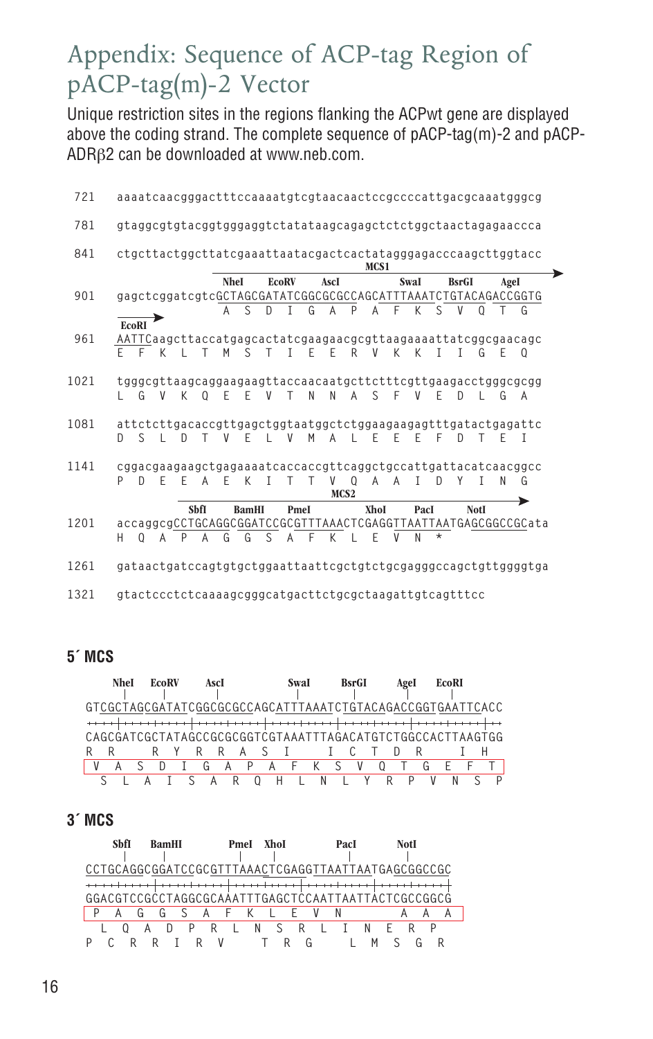# Appendix: Sequence of ACP-tag Region of pACP-tag(m)-2 Vector

Unique restriction sites in the regions flanking the ACPwt gene are displayed above the coding strand. The complete sequence of pACP-tag(m)-2 and pACP-ADRβ2 can be downloaded at www.neb.com.

```
 721   aaaatcaacgggactttccaaaatgtcgtaacaactccgccccattgacgcaaatgggcg

 781   gtaggcgtgtacggtgggaggtctatataagcagagctctctggctaactagagaaccca

 841   ctgcttactggcttatcgaaattaatacgactcactatagggagacccaagcttggtacc
                                                  MCS1
                       NheI     EcoRV     AscI           SwaI      BsrGI      AgeI
 901   gagctcggatcgtcGCTAGCGATATCGGCGCGCCAGCATTTAAATCTGTACAGACCGGTG
                     A  S  D  I  G  A  P  A  F  K  S  V  Q  T  G
       EcoRI
 961   AATTCaagcttaccatgagcactatcgaagaacgcgttaagaaaattatcggcgaacagc
       E  F  K  L  T  M  S  T  I  E  E  R  V  K  K  I  I  G  E  Q

1021   tgggcgttaagcaggaagaagttaccaacaatgcttctttcgttgaagacctgggcgcgg
       L  G  V  K  Q  E  E  V  T  N  N  A  S  F  V  E  D  L  G  A

1081   attctcttgacaccgttgagctggtaatggctctggaagaagagtttgatactgagattc
       D  S  L  D  T  V  E  L  V  M  A  L  E  E  E  F  D  T  E  I

1141   cggacgaagaagctgagaaaatcaccaccgttcaggctgccattgattacatcaacggcc
       P  D  E  E  A  E  K  I  T  T  T  V  Q  A  A  I  D  Y  I  N  G
                                                  MCS2
                 SbfI      BamHI     PmeI          XhoI      PacI      NotI
1201   accaggcgCCTGCAGGCGGATCCGCGTTTAAACTCGAGGTTAATTAATGAGCGGCCGCata
       H  Q  A  P  A  G  G  S  A  F  K  L  E  V  N  *

1261   gataactgatccagtgtgctggaattaattcgctgtctgcgagggccagctgttggggtga

1321   gtactccctctcaaaagcgggcatgacttctgcgctaagattgtcagtttcc
```

### 5´ MCS

```
   NheI  EcoRV   AscI          SwaI     BsrGI    AgeI   EcoRI
GTCGCTAGCGATATCGGCGCGCCAGCATTTAAATCTGTACAGACCGGTGAATTCACC
CAGCGATCGCTATAGCCGCGCGGTCGTAAATTTAGACATGTCTGGCCACTTAAGTGG
R  R     R  Y  R  R  A  S  I     I  C  T  D  R     I  H
 V  A  S  D  I  G  A  P  A  F  K  S  V  Q  T  G  E  F  T
  S  L  A  I  S  A  R  Q  H  L  N  L  Y  R  P  V  N  S  P
```

### 3´ MCS

```
   SbfI   BamHI       PmeI  XhoI      PacI     NotI
CCTGCAGGCGGATCCGCGTTTAAACTCGAGGTTAATTAATGAGCGGCCGC
GGACGTCCGCCTAGGCGCAAATTTGAGCTCCAATTAATTACTCGCCGGCG
 P  A  G  G  S  A  F  K  L  E  V  N        A  A  A
  L  Q  A  D  P  R  L  N  S  R  L  I  N  E  R  P
P  C  R  R  I  R  V     T  R  G     L  M  S  G  R
```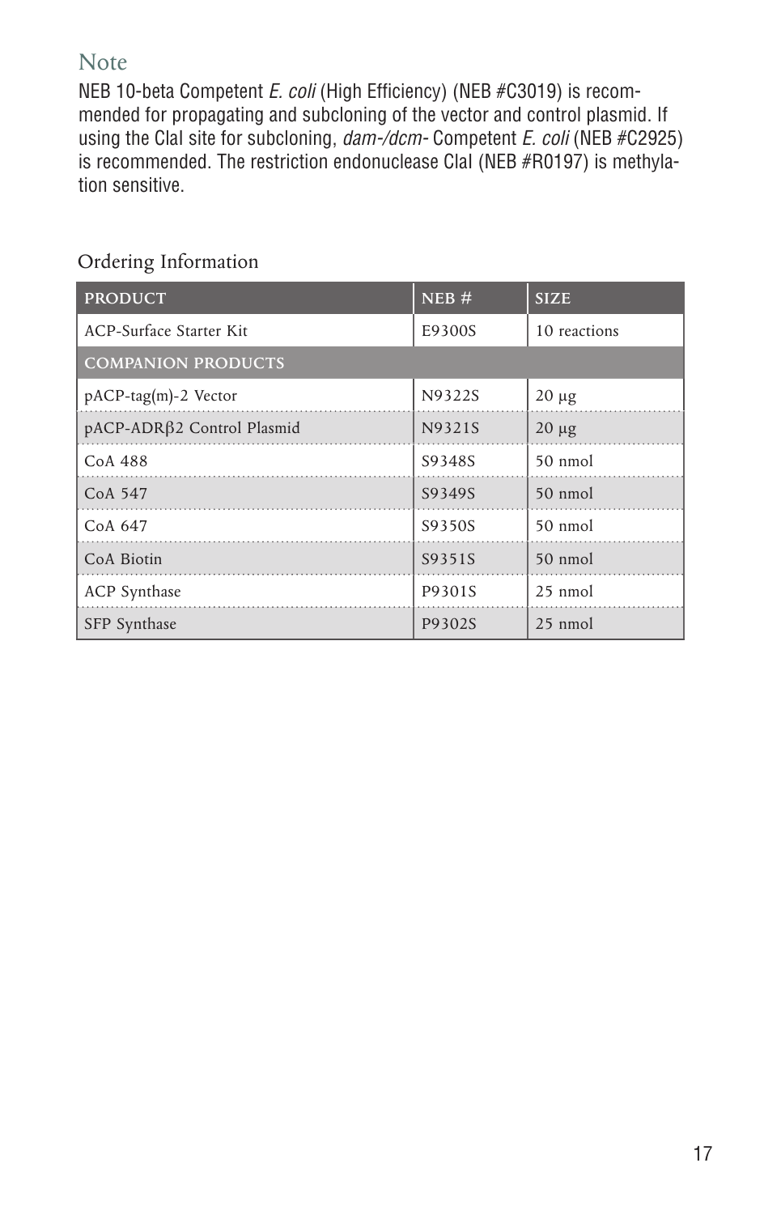## Note

NEB 10-beta Competent *E. coli* (High Efficiency) (NEB #C3019) is recommended for propagating and subcloning of the vector and control plasmid. If using the ClaI site for subcloning, *dam-/dcm-* Competent *E. coli* (NEB #C2925) is recommended. The restriction endonuclease ClaI (NEB #R0197) is methylation sensitive.

### Ordering Information

| PRODUCT | NEB # | SIZE |
|---|---|---|
| ACP-Surface Starter Kit | E9300S | 10 reactions |
| **COMPANION PRODUCTS** | | |
| pACP-tag(m)-2 Vector | N9322S | 20 µg |
| pACP-ADRβ2 Control Plasmid | N9321S | 20 µg |
| CoA 488 | S9348S | 50 nmol |
| CoA 547 | S9349S | 50 nmol |
| CoA 647 | S9350S | 50 nmol |
| CoA Biotin | S9351S | 50 nmol |
| ACP Synthase | P9301S | 25 nmol |
| SFP Synthase | P9302S | 25 nmol |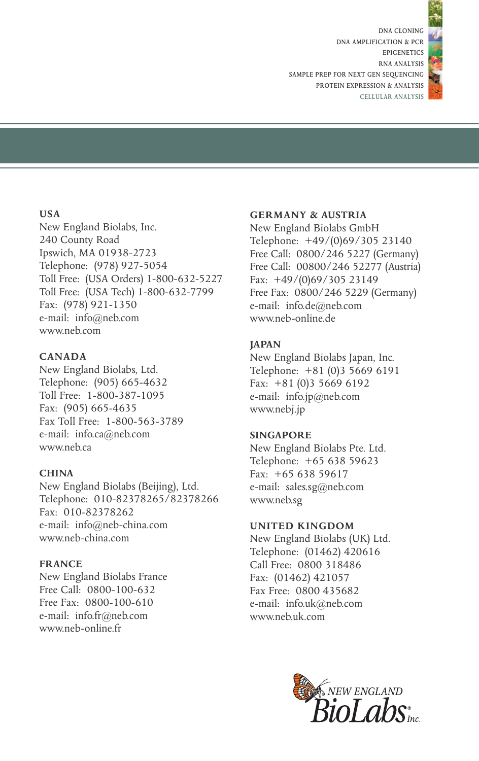DNA CLONING
DNA AMPLIFICATION & PCR
EPIGENETICS
RNA ANALYSIS
SAMPLE PREP FOR NEXT GEN SEQUENCING
PROTEIN EXPRESSION & ANALYSIS
CELLULAR ANALYSIS

**USA**
New England Biolabs, Inc.
240 County Road
Ipswich, MA 01938-2723
Telephone: (978) 927-5054
Toll Free: (USA Orders) 1-800-632-5227
Toll Free: (USA Tech) 1-800-632-7799
Fax: (978) 921-1350
e-mail: info@neb.com
www.neb.com

**CANADA**
New England Biolabs, Ltd.
Telephone: (905) 665-4632
Toll Free: 1-800-387-1095
Fax: (905) 665-4635
Fax Toll Free: 1-800-563-3789
e-mail: info.ca@neb.com
www.neb.ca

**CHINA**
New England Biolabs (Beijing), Ltd.
Telephone: 010-82378265/82378266
Fax: 010-82378262
e-mail: info@neb-china.com
www.neb-china.com

**FRANCE**
New England Biolabs France
Free Call: 0800-100-632
Free Fax: 0800-100-610
e-mail: info.fr@neb.com
www.neb-online.fr

**GERMANY & AUSTRIA**
New England Biolabs GmbH
Telephone: +49/(0)69/305 23140
Free Call: 0800/246 5227 (Germany)
Free Call: 00800/246 52277 (Austria)
Fax: +49/(0)69/305 23149
Free Fax: 0800/246 5229 (Germany)
e-mail: info.de@neb.com
www.neb-online.de

**JAPAN**
New England Biolabs Japan, Inc.
Telephone: +81 (0)3 5669 6191
Fax: +81 (0)3 5669 6192
e-mail: info.jp@neb.com
www.nebj.jp

**SINGAPORE**
New England Biolabs Pte. Ltd.
Telephone: +65 638 59623
Fax: +65 638 59617
e-mail: sales.sg@neb.com
www.neb.sg

**UNITED KINGDOM**
New England Biolabs (UK) Ltd.
Telephone: (01462) 420616
Call Free: 0800 318486
Fax: (01462) 421057
Fax Free: 0800 435682
e-mail: info.uk@neb.com
www.neb.uk.com

NEW ENGLAND BioLabs® Inc.